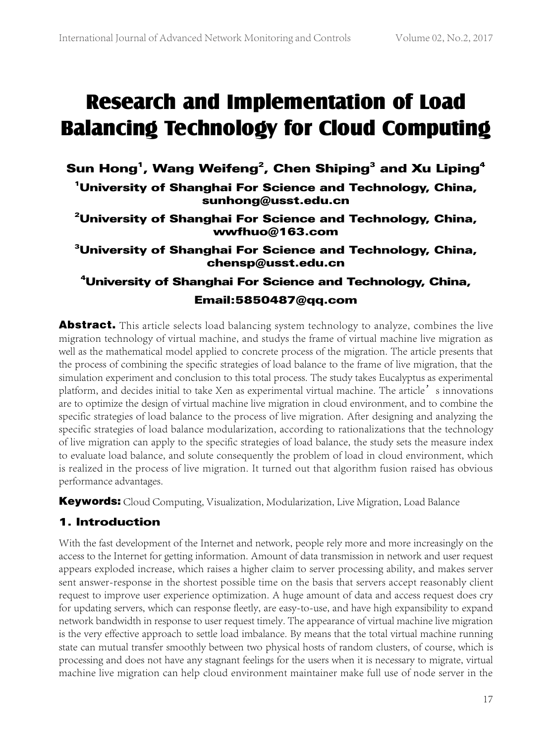# Research and Implementation of Load Balancing Technology for Cloud Computing

**Sun Hong[1], Wang Weifeng[2], Chen Shiping[3] and Xu Liping[4]**

**[1]University of Shanghai For Science and Technology, China, sunhong@usst.edu.cn**

**[2]University of Shanghai For Science and Technology, China, wwfhuo@163.com**

**[3]University of Shanghai For Science and Technology, China, chensp@usst.edu.cn**

**[4]University of Shanghai For Science and Technology, China, Email:5850487@qq.com**

**Abstract.** This article selects load balancing system technology to analyze, combines the live migration technology of virtual machine, and studys the frame of virtual machine live migration as well as the mathematical model applied to concrete process of the migration. The article presents that the process of combining the specific strategies of load balance to the frame of live migration, that the simulation experiment and conclusion to this total process. The study takes Eucalyptus as experimental platform, and decides initial to take Xen as experimental virtual machine. The article's innovations are to optimize the design of virtual machine live migration in cloud environment, and to combine the specific strategies of load balance to the process of live migration. After designing and analyzing the specific strategies of load balance modularization, according to rationalizations that the technology of live migration can apply to the specific strategies of load balance, the study sets the measure index to evaluate load balance, and solute consequently the problem of load in cloud environment, which is realized in the process of live migration. It turned out that algorithm fusion raised has obvious performance advantages.

**Keywords:** Cloud Computing, Visualization, Modularization, Live Migration, Load Balance

## 1. Introduction

With the fast development of the Internet and network, people rely more and more increasingly on the access to the Internet for getting information. Amount of data transmission in network and user request appears exploded increase, which raises a higher claim to server processing ability, and makes server sent answer-response in the shortest possible time on the basis that servers accept reasonably client request to improve user experience optimization. A huge amount of data and access request does cry for updating servers, which can response fleetly, are easy-to-use, and have high expansibility to expand network bandwidth in response to user request timely. The appearance of virtual machine live migration is the very effective approach to settle load imbalance. By means that the total virtual machine running state can mutual transfer smoothly between two physical hosts of random clusters, of course, which is processing and does not have any stagnant feelings for the users when it is necessary to migrate, virtual machine live migration can help cloud environment maintainer make full use of node server in the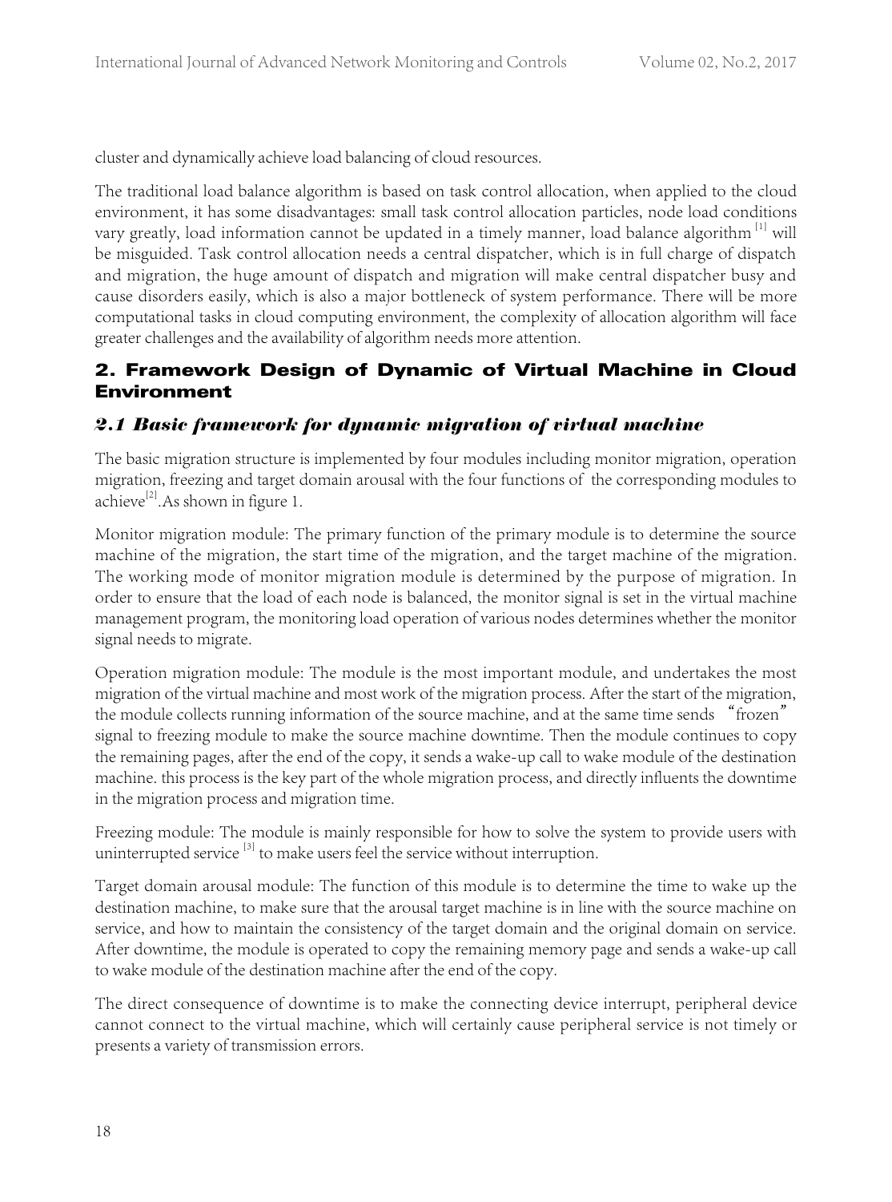cluster and dynamically achieve load balancing of cloud resources.

The traditional load balance algorithm is based on task control allocation, when applied to the cloud environment, it has some disadvantages: small task control allocation particles, node load conditions vary greatly, load information cannot be updated in a timely manner, load balance algorithm [1] will be misguided. Task control allocation needs a central dispatcher, which is in full charge of dispatch and migration, the huge amount of dispatch and migration will make central dispatcher busy and cause disorders easily, which is also a major bottleneck of system performance. There will be more computational tasks in cloud computing environment, the complexity of allocation algorithm will face greater challenges and the availability of algorithm needs more attention.

## 2. Framework Design of Dynamic of Virtual Machine in Cloud Environment

### *2.1 Basic framework for dynamic migration of virtual machine*

The basic migration structure is implemented by four modules including monitor migration, operation migration, freezing and target domain arousal with the four functions of the corresponding modules to achieve[2].As shown in figure 1.

Monitor migration module: The primary function of the primary module is to determine the source machine of the migration, the start time of the migration, and the target machine of the migration. The working mode of monitor migration module is determined by the purpose of migration. In order to ensure that the load of each node is balanced, the monitor signal is set in the virtual machine management program, the monitoring load operation of various nodes determines whether the monitor signal needs to migrate.

Operation migration module: The module is the most important module, and undertakes the most migration of the virtual machine and most work of the migration process. After the start of the migration, the module collects running information of the source machine, and at the same time sends "frozen" signal to freezing module to make the source machine downtime. Then the module continues to copy the remaining pages, after the end of the copy, it sends a wake-up call to wake module of the destination machine. this process is the key part of the whole migration process, and directly influents the downtime in the migration process and migration time.

Freezing module: The module is mainly responsible for how to solve the system to provide users with uninterrupted service [3] to make users feel the service without interruption.

Target domain arousal module: The function of this module is to determine the time to wake up the destination machine, to make sure that the arousal target machine is in line with the source machine on service, and how to maintain the consistency of the target domain and the original domain on service. After downtime, the module is operated to copy the remaining memory page and sends a wake-up call to wake module of the destination machine after the end of the copy.

The direct consequence of downtime is to make the connecting device interrupt, peripheral device cannot connect to the virtual machine, which will certainly cause peripheral service is not timely or presents a variety of transmission errors.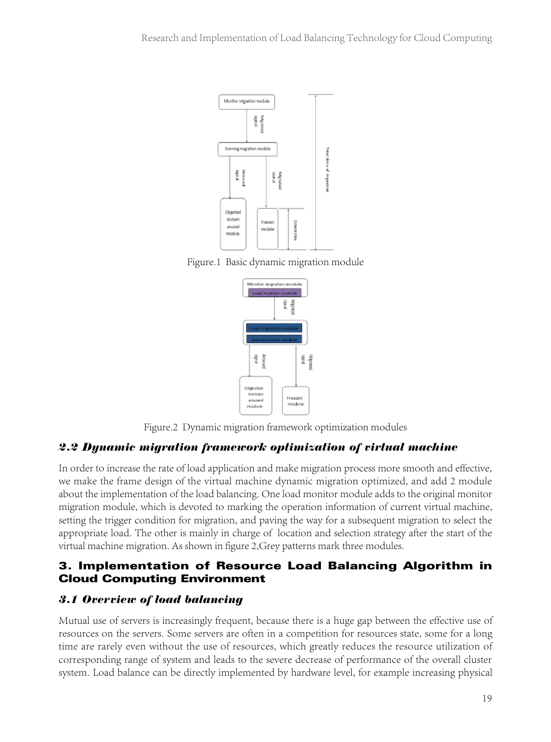Monitor migration module

Migrated signal

Running migration module

Aroused signal

Migrated signal

Total time of migration

Objected domain aoused module

Freezen module

Downtime

Figure.1 Basic dynamic migration module

Monitor migration module

Load monitor module

Migrated signal

Load migration module

previous copy module

Aroused signal

Migrated signal

Objected domain aoused module

Freezen module

Figure.2 Dynamic migration framework optimization modules

### *2.2 Dynamic migration framework optimization of virtual machine*

In order to increase the rate of load application and make migration process more smooth and effective, we make the frame design of the virtual machine dynamic migration optimized, and add 2 module about the implementation of the load balancing. One load monitor module adds to the original monitor migration module, which is devoted to marking the operation information of current virtual machine, setting the trigger condition for migration, and paving the way for a subsequent migration to select the appropriate load. The other is mainly in charge of location and selection strategy after the start of the virtual machine migration. As shown in figure 2,Grey patterns mark three modules.

## 3. Implementation of Resource Load Balancing Algorithm in Cloud Computing Environment

### *3.1 Overview of load balancing*

Mutual use of servers is increasingly frequent, because there is a huge gap between the effective use of resources on the servers. Some servers are often in a competition for resources state, some for a long time are rarely even without the use of resources, which greatly reduces the resource utilization of corresponding range of system and leads to the severe decrease of performance of the overall cluster system. Load balance can be directly implemented by hardware level, for example increasing physical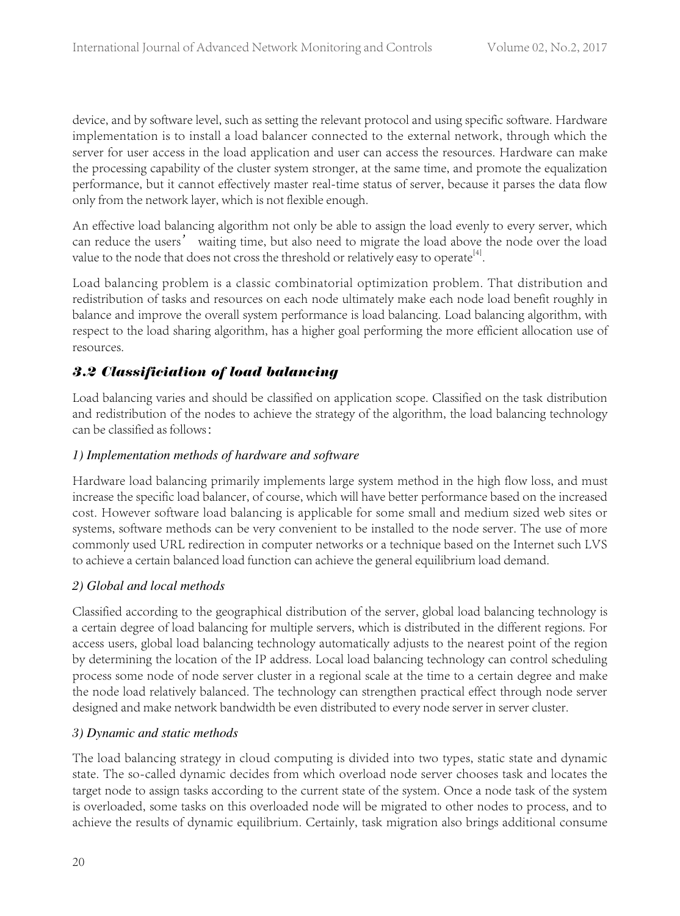device, and by software level, such as setting the relevant protocol and using specific software. Hardware implementation is to install a load balancer connected to the external network, through which the server for user access in the load application and user can access the resources. Hardware can make the processing capability of the cluster system stronger, at the same time, and promote the equalization performance, but it cannot effectively master real-time status of server, because it parses the data flow only from the network layer, which is not flexible enough.

An effective load balancing algorithm not only be able to assign the load evenly to every server, which can reduce the users' waiting time, but also need to migrate the load above the node over the load value to the node that does not cross the threshold or relatively easy to operate[4].

Load balancing problem is a classic combinatorial optimization problem. That distribution and redistribution of tasks and resources on each node ultimately make each node load benefit roughly in balance and improve the overall system performance is load balancing. Load balancing algorithm, with respect to the load sharing algorithm, has a higher goal performing the more efficient allocation use of resources.

## 3.2 Classificiation of load balancing

Load balancing varies and should be classified on application scope. Classified on the task distribution and redistribution of the nodes to achieve the strategy of the algorithm, the load balancing technology can be classified as follows:

### *1) Implementation methods of hardware and software*

Hardware load balancing primarily implements large system method in the high flow loss, and must increase the specific load balancer, of course, which will have better performance based on the increased cost. However software load balancing is applicable for some small and medium sized web sites or systems, software methods can be very convenient to be installed to the node server. The use of more commonly used URL redirection in computer networks or a technique based on the Internet such LVS to achieve a certain balanced load function can achieve the general equilibrium load demand.

### *2) Global and local methods*

Classified according to the geographical distribution of the server, global load balancing technology is a certain degree of load balancing for multiple servers, which is distributed in the different regions. For access users, global load balancing technology automatically adjusts to the nearest point of the region by determining the location of the IP address. Local load balancing technology can control scheduling process some node of node server cluster in a regional scale at the time to a certain degree and make the node load relatively balanced. The technology can strengthen practical effect through node server designed and make network bandwidth be even distributed to every node server in server cluster.

### *3) Dynamic and static methods*

The load balancing strategy in cloud computing is divided into two types, static state and dynamic state. The so-called dynamic decides from which overload node server chooses task and locates the target node to assign tasks according to the current state of the system. Once a node task of the system is overloaded, some tasks on this overloaded node will be migrated to other nodes to process, and to achieve the results of dynamic equilibrium. Certainly, task migration also brings additional consume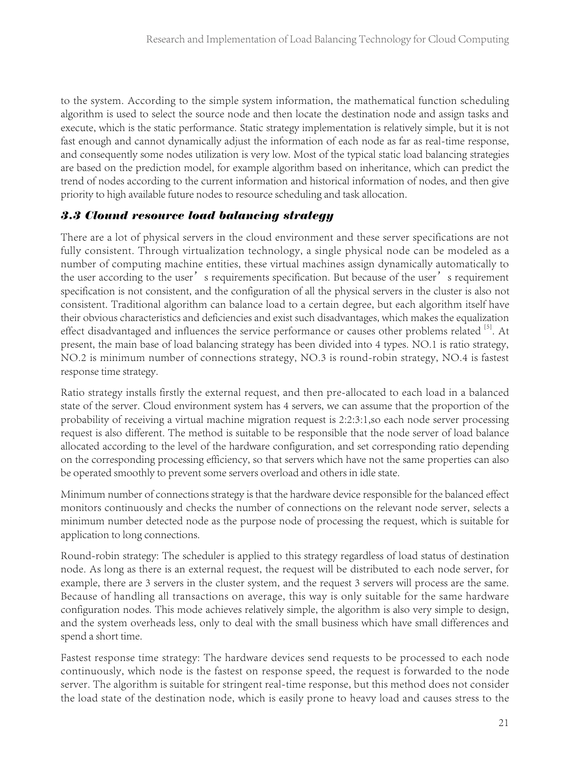to the system. According to the simple system information, the mathematical function scheduling algorithm is used to select the source node and then locate the destination node and assign tasks and execute, which is the static performance. Static strategy implementation is relatively simple, but it is not fast enough and cannot dynamically adjust the information of each node as far as real-time response, and consequently some nodes utilization is very low. Most of the typical static load balancing strategies are based on the prediction model, for example algorithm based on inheritance, which can predict the trend of nodes according to the current information and historical information of nodes, and then give priority to high available future nodes to resource scheduling and task allocation.

### *3.3 Clound resource load balancing strategy*

There are a lot of physical servers in the cloud environment and these server specifications are not fully consistent. Through virtualization technology, a single physical node can be modeled as a number of computing machine entities, these virtual machines assign dynamically automatically to the user according to the user' s requirements specification. But because of the user' s requirement specification is not consistent, and the configuration of all the physical servers in the cluster is also not consistent. Traditional algorithm can balance load to a certain degree, but each algorithm itself have their obvious characteristics and deficiencies and exist such disadvantages, which makes the equalization effect disadvantaged and influences the service performance or causes other problems related [5]. At present, the main base of load balancing strategy has been divided into 4 types. NO.1 is ratio strategy, NO.2 is minimum number of connections strategy, NO.3 is round-robin strategy, NO.4 is fastest response time strategy.

Ratio strategy installs firstly the external request, and then pre-allocated to each load in a balanced state of the server. Cloud environment system has 4 servers, we can assume that the proportion of the probability of receiving a virtual machine migration request is 2:2:3:1,so each node server processing request is also different. The method is suitable to be responsible that the node server of load balance allocated according to the level of the hardware configuration, and set corresponding ratio depending on the corresponding processing efficiency, so that servers which have not the same properties can also be operated smoothly to prevent some servers overload and others in idle state.

Minimum number of connections strategy is that the hardware device responsible for the balanced effect monitors continuously and checks the number of connections on the relevant node server, selects a minimum number detected node as the purpose node of processing the request, which is suitable for application to long connections.

Round-robin strategy: The scheduler is applied to this strategy regardless of load status of destination node. As long as there is an external request, the request will be distributed to each node server, for example, there are 3 servers in the cluster system, and the request 3 servers will process are the same. Because of handling all transactions on average, this way is only suitable for the same hardware configuration nodes. This mode achieves relatively simple, the algorithm is also very simple to design, and the system overheads less, only to deal with the small business which have small differences and spend a short time.

Fastest response time strategy: The hardware devices send requests to be processed to each node continuously, which node is the fastest on response speed, the request is forwarded to the node server. The algorithm is suitable for stringent real-time response, but this method does not consider the load state of the destination node, which is easily prone to heavy load and causes stress to the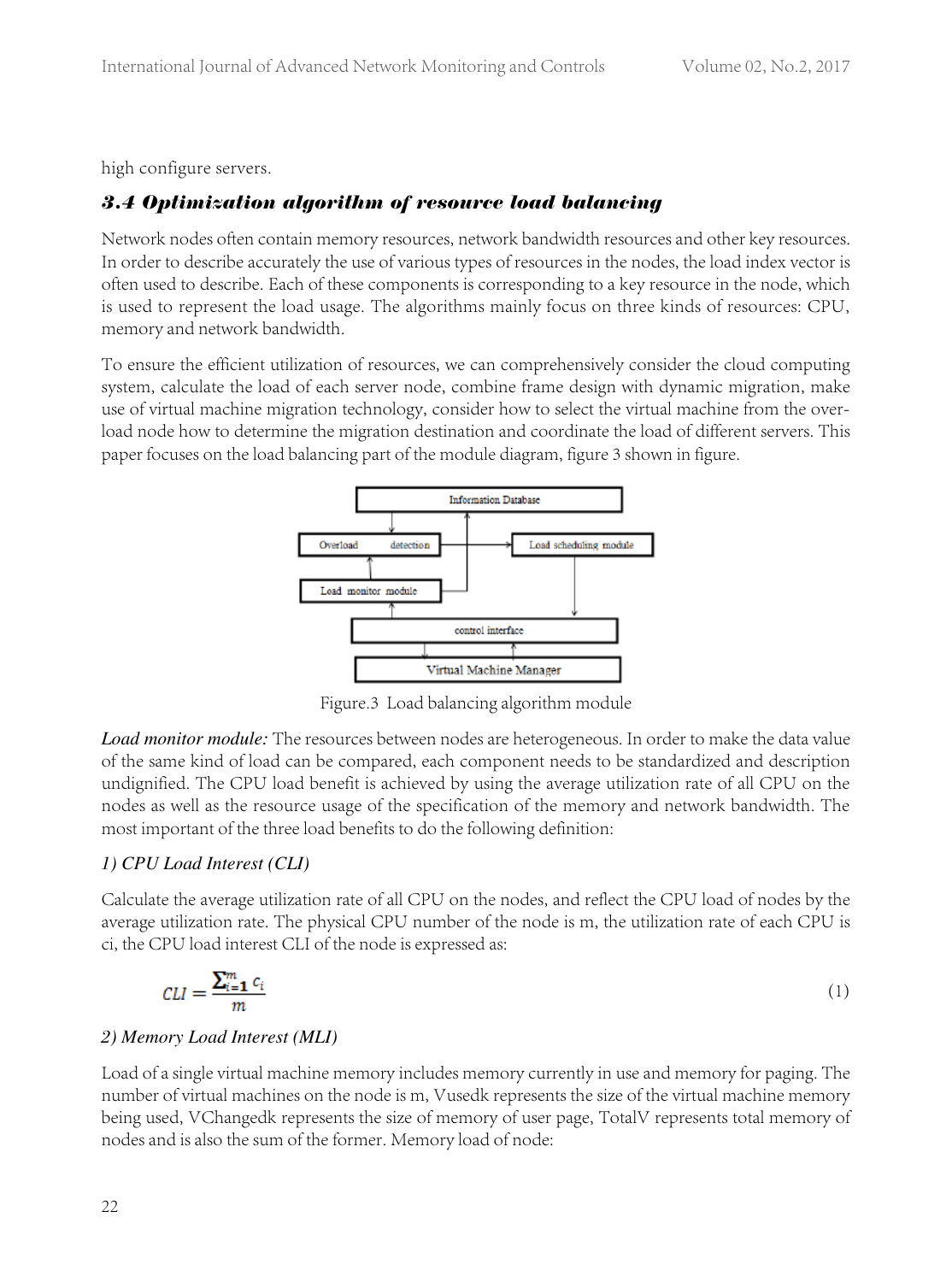high configure servers.

### *3.4 Optimization algorithm of resource load balancing*

Network nodes often contain memory resources, network bandwidth resources and other key resources. In order to describe accurately the use of various types of resources in the nodes, the load index vector is often used to describe. Each of these components is corresponding to a key resource in the node, which is used to represent the load usage. The algorithms mainly focus on three kinds of resources: CPU, memory and network bandwidth.

To ensure the efficient utilization of resources, we can comprehensively consider the cloud computing system, calculate the load of each server node, combine frame design with dynamic migration, make use of virtual machine migration technology, consider how to select the virtual machine from the overload node how to determine the migration destination and coordinate the load of different servers. This paper focuses on the load balancing part of the module diagram, figure 3 shown in figure.

Information Database

Overload detection

Load scheduling module

Load monitor module

control interface

Virtual Machine Manager

Figure.3 Load balancing algorithm module

***Load monitor module:*** The resources between nodes are heterogeneous. In order to make the data value of the same kind of load can be compared, each component needs to be standardized and description undignified. The CPU load benefit is achieved by using the average utilization rate of all CPU on the nodes as well as the resource usage of the specification of the memory and network bandwidth. The most important of the three load benefits to do the following definition:

*1) CPU Load Interest (CLI)*

Calculate the average utilization rate of all CPU on the nodes, and reflect the CPU load of nodes by the average utilization rate. The physical CPU number of the node is m, the utilization rate of each CPU is ci, the CPU load interest CLI of the node is expressed as:

$$CLI = \frac{\sum_{i=1}^{m} c_i}{m} \tag{1}$$

*2) Memory Load Interest (MLI)*

Load of a single virtual machine memory includes memory currently in use and memory for paging. The number of virtual machines on the node is m, Vusedk represents the size of the virtual machine memory being used, VChangedk represents the size of memory of user page, TotalV represents total memory of nodes and is also the sum of the former. Memory load of node: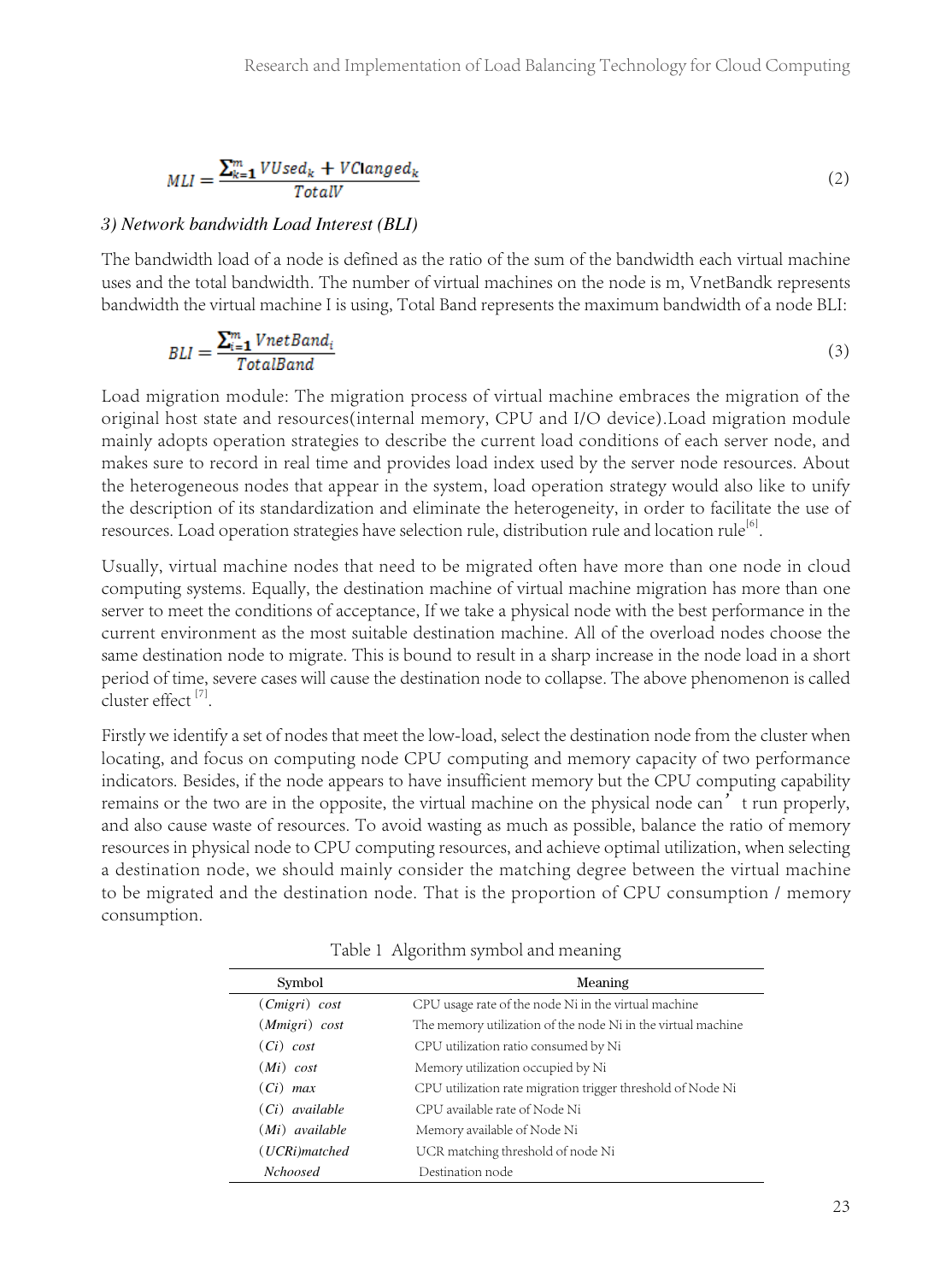$$MLI = \frac{\sum_{k=1}^{m} VUsed_k + VClanged_k}{TotalV} \tag{2}$$

### *3) Network bandwidth Load Interest (BLI)*

The bandwidth load of a node is defined as the ratio of the sum of the bandwidth each virtual machine uses and the total bandwidth. The number of virtual machines on the node is m, VnetBandk represents bandwidth the virtual machine I is using, Total Band represents the maximum bandwidth of a node BLI:

$$BLI = \frac{\sum_{i=1}^{m} VnetBand_i}{TotalBand} \tag{3}$$

Load migration module: The migration process of virtual machine embraces the migration of the original host state and resources(internal memory, CPU and I/O device).Load migration module mainly adopts operation strategies to describe the current load conditions of each server node, and makes sure to record in real time and provides load index used by the server node resources. About the heterogeneous nodes that appear in the system, load operation strategy would also like to unify the description of its standardization and eliminate the heterogeneity, in order to facilitate the use of resources. Load operation strategies have selection rule, distribution rule and location rule[6].

Usually, virtual machine nodes that need to be migrated often have more than one node in cloud computing systems. Equally, the destination machine of virtual machine migration has more than one server to meet the conditions of acceptance, If we take a physical node with the best performance in the current environment as the most suitable destination machine. All of the overload nodes choose the same destination node to migrate. This is bound to result in a sharp increase in the node load in a short period of time, severe cases will cause the destination node to collapse. The above phenomenon is called cluster effect [7].

Firstly we identify a set of nodes that meet the low-load, select the destination node from the cluster when locating, and focus on computing node CPU computing and memory capacity of two performance indicators. Besides, if the node appears to have insufficient memory but the CPU computing capability remains or the two are in the opposite, the virtual machine on the physical node can't run properly, and also cause waste of resources. To avoid wasting as much as possible, balance the ratio of memory resources in physical node to CPU computing resources, and achieve optimal utilization, when selecting a destination node, we should mainly consider the matching degree between the virtual machine to be migrated and the destination node. That is the proportion of CPU consumption / memory consumption.

Table 1 Algorithm symbol and meaning

| Symbol | Meaning |
|---|---|
| (*Cmigri*) *cost* | CPU usage rate of the node Ni in the virtual machine |
| (*Mmigri*) *cost* | The memory utilization of the node Ni in the virtual machine |
| (*Ci*) *cost* | CPU utilization ratio consumed by Ni |
| (*Mi*) *cost* | Memory utilization occupied by Ni |
| (*Ci*) *max* | CPU utilization rate migration trigger threshold of Node Ni |
| (*Ci*) *available* | CPU available rate of Node Ni |
| (*Mi*) *available* | Memory available of Node Ni |
| (*UCRi*)*matched* | UCR matching threshold of node Ni |
| *Nchoosed* | Destination node |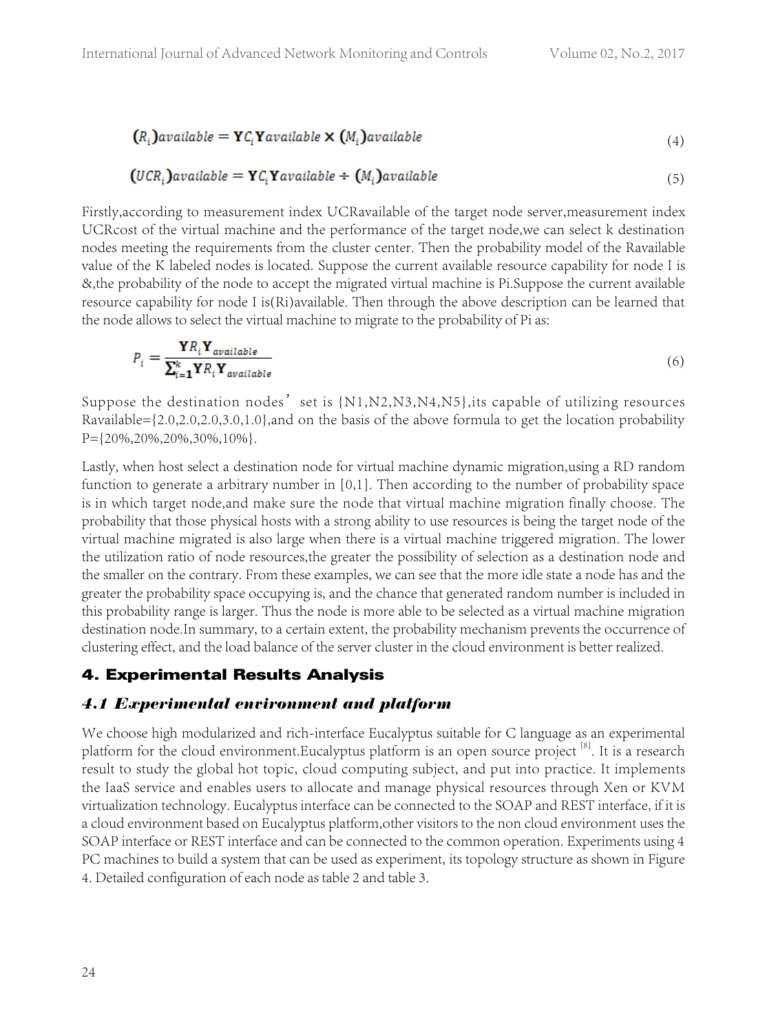$$(R_i)available = \mathbf{Y}C_i\mathbf{Y}available \times (M_i)available \tag{4}$$

$$(UCR_i)available = \mathbf{Y}C_i\mathbf{Y}available \div (M_i)available \tag{5}$$

Firstly,according to measurement index UCRavailable of the target node server,measurement index UCRcost of the virtual machine and the performance of the target node,we can select k destination nodes meeting the requirements from the cluster center. Then the probability model of the Ravailable value of the K labeled nodes is located. Suppose the current available resource capability for node I is &,the probability of the node to accept the migrated virtual machine is Pi.Suppose the current available resource capability for node I is(Ri)available. Then through the above description can be learned that the node allows to select the virtual machine to migrate to the probability of Pi as:

$$P_i = \frac{\mathbf{Y}R_i\mathbf{Y}_{available}}{\sum_{i=1}^{k}\mathbf{Y}R_i\mathbf{Y}_{available}} \tag{6}$$

Suppose the destination nodes' set is {N1,N2,N3,N4,N5},its capable of utilizing resources Ravailable={2.0,2.0,2.0,3.0,1.0},and on the basis of the above formula to get the location probability P={20%,20%,20%,30%,10%}.

Lastly, when host select a destination node for virtual machine dynamic migration,using a RD random function to generate a arbitrary number in [0,1]. Then according to the number of probability space is in which target node,and make sure the node that virtual machine migration finally choose. The probability that those physical hosts with a strong ability to use resources is being the target node of the virtual machine migrated is also large when there is a virtual machine triggered migration. The lower the utilization ratio of node resources,the greater the possibility of selection as a destination node and the smaller on the contrary. From these examples, we can see that the more idle state a node has and the greater the probability space occupying is, and the chance that generated random number is included in this probability range is larger. Thus the node is more able to be selected as a virtual machine migration destination node.In summary, to a certain extent, the probability mechanism prevents the occurrence of clustering effect, and the load balance of the server cluster in the cloud environment is better realized.

## 4. Experimental Results Analysis

### *4.1 Experimental environment and platform*

We choose high modularized and rich-interface Eucalyptus suitable for C language as an experimental platform for the cloud environment.Eucalyptus platform is an open source project [8]. It is a research result to study the global hot topic, cloud computing subject, and put into practice. It implements the IaaS service and enables users to allocate and manage physical resources through Xen or KVM virtualization technology. Eucalyptus interface can be connected to the SOAP and REST interface, if it is a cloud environment based on Eucalyptus platform,other visitors to the non cloud environment uses the SOAP interface or REST interface and can be connected to the common operation. Experiments using 4 PC machines to build a system that can be used as experiment, its topology structure as shown in Figure 4. Detailed configuration of each node as table 2 and table 3.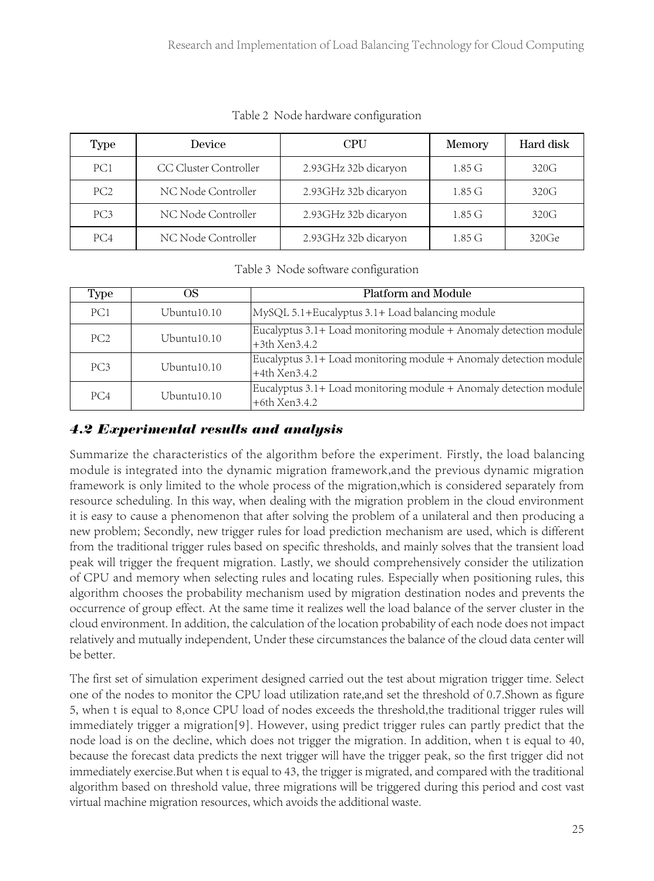Table 2 Node hardware configuration

| Type | Device | CPU | Memory | Hard disk |
|---|---|---|---|---|
| PC1 | CC Cluster Controller | 2.93GHz 32b dicaryon | 1.85 G | 320G |
| PC2 | NC Node Controller | 2.93GHz 32b dicaryon | 1.85 G | 320G |
| PC3 | NC Node Controller | 2.93GHz 32b dicaryon | 1.85 G | 320G |
| PC4 | NC Node Controller | 2.93GHz 32b dicaryon | 1.85 G | 320Ge |

Table 3 Node software configuration

| Type | OS | Platform and Module |
|---|---|---|
| PC1 | Ubuntu10.10 | MySQL 5.1+Eucalyptus 3.1+ Load balancing module |
| PC2 | Ubuntu10.10 | Eucalyptus 3.1+ Load monitoring module + Anomaly detection module +3th Xen3.4.2 |
| PC3 | Ubuntu10.10 | Eucalyptus 3.1+ Load monitoring module + Anomaly detection module +4th Xen3.4.2 |
| PC4 | Ubuntu10.10 | Eucalyptus 3.1+ Load monitoring module + Anomaly detection module +6th Xen3.4.2 |

### *4.2 Experimental results and analysis*

Summarize the characteristics of the algorithm before the experiment. Firstly, the load balancing module is integrated into the dynamic migration framework,and the previous dynamic migration framework is only limited to the whole process of the migration,which is considered separately from resource scheduling. In this way, when dealing with the migration problem in the cloud environment it is easy to cause a phenomenon that after solving the problem of a unilateral and then producing a new problem; Secondly, new trigger rules for load prediction mechanism are used, which is different from the traditional trigger rules based on specific thresholds, and mainly solves that the transient load peak will trigger the frequent migration. Lastly, we should comprehensively consider the utilization of CPU and memory when selecting rules and locating rules. Especially when positioning rules, this algorithm chooses the probability mechanism used by migration destination nodes and prevents the occurrence of group effect. At the same time it realizes well the load balance of the server cluster in the cloud environment. In addition, the calculation of the location probability of each node does not impact relatively and mutually independent, Under these circumstances the balance of the cloud data center will be better.

The first set of simulation experiment designed carried out the test about migration trigger time. Select one of the nodes to monitor the CPU load utilization rate,and set the threshold of 0.7.Shown as figure 5, when t is equal to 8,once CPU load of nodes exceeds the threshold,the traditional trigger rules will immediately trigger a migration[9]. However, using predict trigger rules can partly predict that the node load is on the decline, which does not trigger the migration. In addition, when t is equal to 40, because the forecast data predicts the next trigger will have the trigger peak, so the first trigger did not immediately exercise.But when t is equal to 43, the trigger is migrated, and compared with the traditional algorithm based on threshold value, three migrations will be triggered during this period and cost vast virtual machine migration resources, which avoids the additional waste.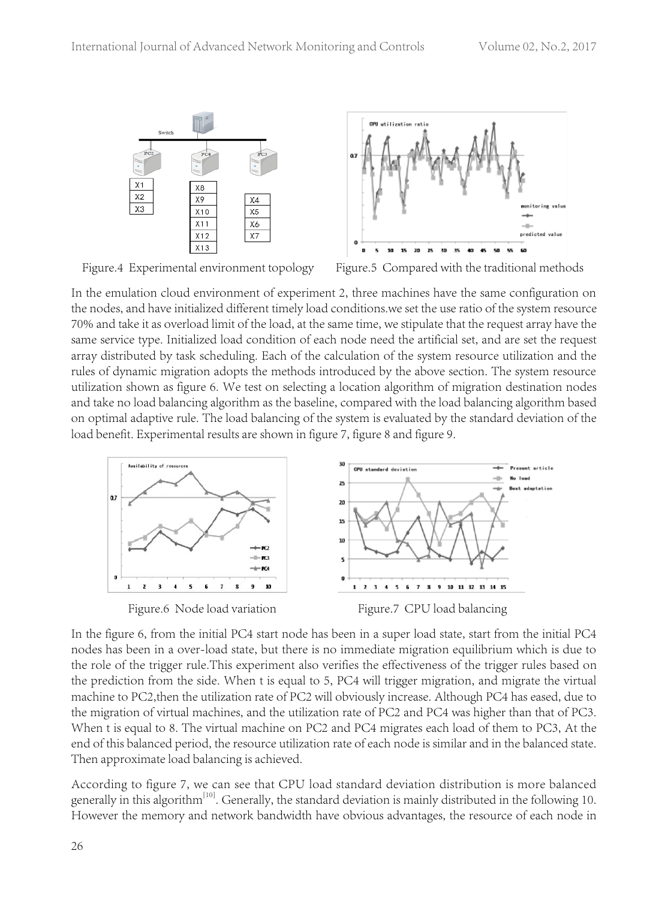Switch

PC2

PC4

PC3

X1

X2

X3

X8

X9

X10

X11

X12

X13

X4

X5

X6

X7

Figure.4 Experimental environment topology

CPU utilization ratio

0.7

0

0 5 10 15 20 25 30 35 40 45 50 55 60

monitoring value

predicted value

Figure.5 Compared with the traditional methods

In the emulation cloud environment of experiment 2, three machines have the same configuration on the nodes, and have initialized different timely load conditions.we set the use ratio of the system resource 70% and take it as overload limit of the load, at the same time, we stipulate that the request array have the same service type. Initialized load condition of each node need the artificial set, and are set the request array distributed by task scheduling. Each of the calculation of the system resource utilization and the rules of dynamic migration adopts the methods introduced by the above section. The system resource utilization shown as figure 6. We test on selecting a location algorithm of migration destination nodes and take no load balancing algorithm as the baseline, compared with the load balancing algorithm based on optimal adaptive rule. The load balancing of the system is evaluated by the standard deviation of the load benefit. Experimental results are shown in figure 7, figure 8 and figure 9.

Availability of resources

0.7

0

1 2 3 4 5 6 7 8 9 10

PC2

PC3

PC4

Figure.6 Node load variation

CPU standard deviation

30

25

20

15

10

5

0

1 2 3 4 5 6 7 8 9 10 11 12 13 14 15

Present article

No load

Best adaptation

Figure.7 CPU load balancing

In the figure 6, from the initial PC4 start node has been in a super load state, start from the initial PC4 nodes has been in a over-load state, but there is no immediate migration equilibrium which is due to the role of the trigger rule.This experiment also verifies the effectiveness of the trigger rules based on the prediction from the side. When t is equal to 5, PC4 will trigger migration, and migrate the virtual machine to PC2,then the utilization rate of PC2 will obviously increase. Although PC4 has eased, due to the migration of virtual machines, and the utilization rate of PC2 and PC4 was higher than that of PC3. When t is equal to 8. The virtual machine on PC2 and PC4 migrates each load of them to PC3, At the end of this balanced period, the resource utilization rate of each node is similar and in the balanced state. Then approximate load balancing is achieved.

According to figure 7, we can see that CPU load standard deviation distribution is more balanced generally in this algorithm[10]. Generally, the standard deviation is mainly distributed in the following 10. However the memory and network bandwidth have obvious advantages, the resource of each node in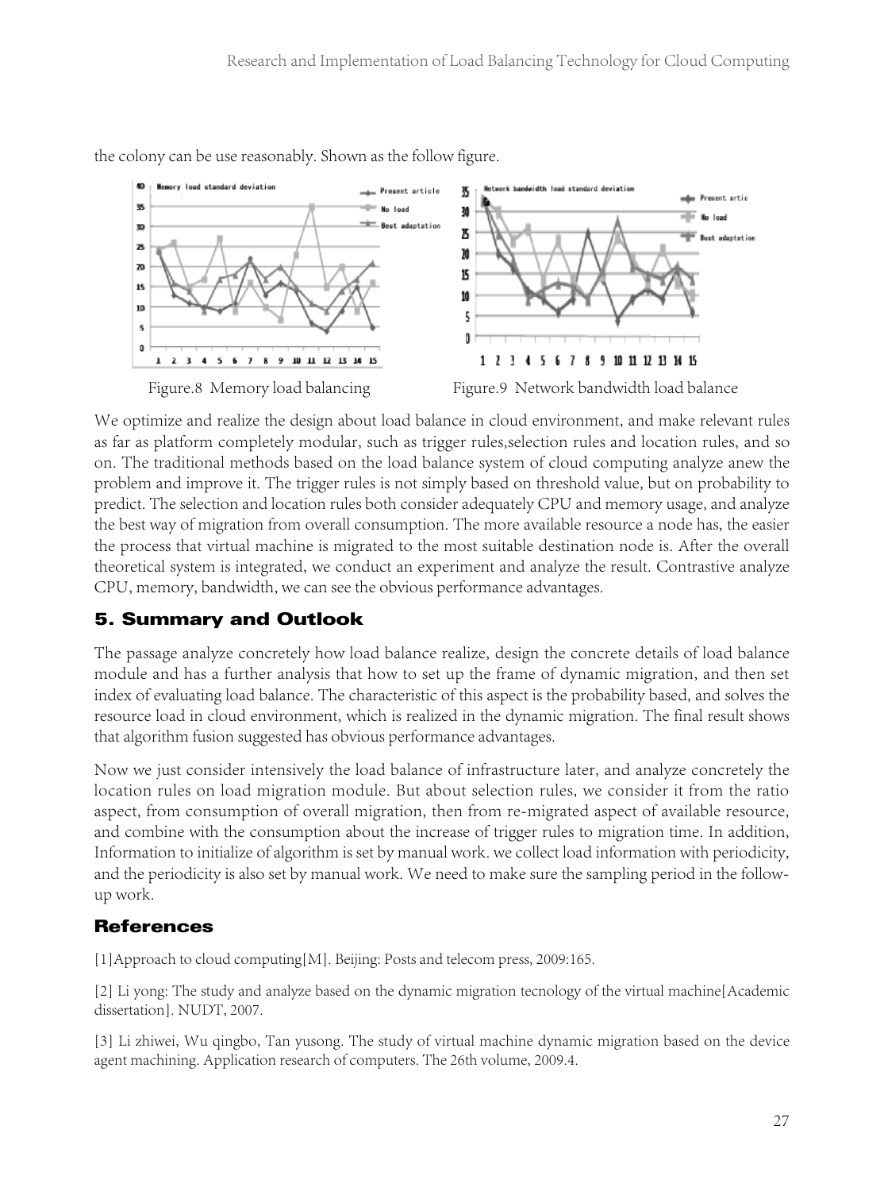the colony can be use reasonably. Shown as the follow figure.

Memory load standard deviation

Present article

No load

Best adaptation

40
35
30
25
20
15
10
5
0

1 2 3 4 5 6 7 8 9 10 11 12 13 14 15

Figure.8 Memory load balancing

Network bandwidth load standard deviation

Present artic

No load

Best adaptation

35
30
25
20
15
10
5
0

1 2 3 4 5 6 7 8 9 10 11 12 13 14 15

Figure.9 Network bandwidth load balance

We optimize and realize the design about load balance in cloud environment, and make relevant rules as far as platform completely modular, such as trigger rules,selection rules and location rules, and so on. The traditional methods based on the load balance system of cloud computing analyze anew the problem and improve it. The trigger rules is not simply based on threshold value, but on probability to predict. The selection and location rules both consider adequately CPU and memory usage, and analyze the best way of migration from overall consumption. The more available resource a node has, the easier the process that virtual machine is migrated to the most suitable destination node is. After the overall theoretical system is integrated, we conduct an experiment and analyze the result. Contrastive analyze CPU, memory, bandwidth, we can see the obvious performance advantages.

## 5. Summary and Outlook

The passage analyze concretely how load balance realize, design the concrete details of load balance module and has a further analysis that how to set up the frame of dynamic migration, and then set index of evaluating load balance. The characteristic of this aspect is the probability based, and solves the resource load in cloud environment, which is realized in the dynamic migration. The final result shows that algorithm fusion suggested has obvious performance advantages.

Now we just consider intensively the load balance of infrastructure later, and analyze concretely the location rules on load migration module. But about selection rules, we consider it from the ratio aspect, from consumption of overall migration, then from re-migrated aspect of available resource, and combine with the consumption about the increase of trigger rules to migration time. In addition, Information to initialize of algorithm is set by manual work. we collect load information with periodicity, and the periodicity is also set by manual work. We need to make sure the sampling period in the follow-up work.

## References

[1]Approach to cloud computing[M]. Beijing: Posts and telecom press, 2009:165.

[2] Li yong: The study and analyze based on the dynamic migration tecnology of the virtual machine[Academic dissertation]. NUDT, 2007.

[3] Li zhiwei, Wu qingbo, Tan yusong. The study of virtual machine dynamic migration based on the device agent machining. Application research of computers. The 26th volume, 2009.4.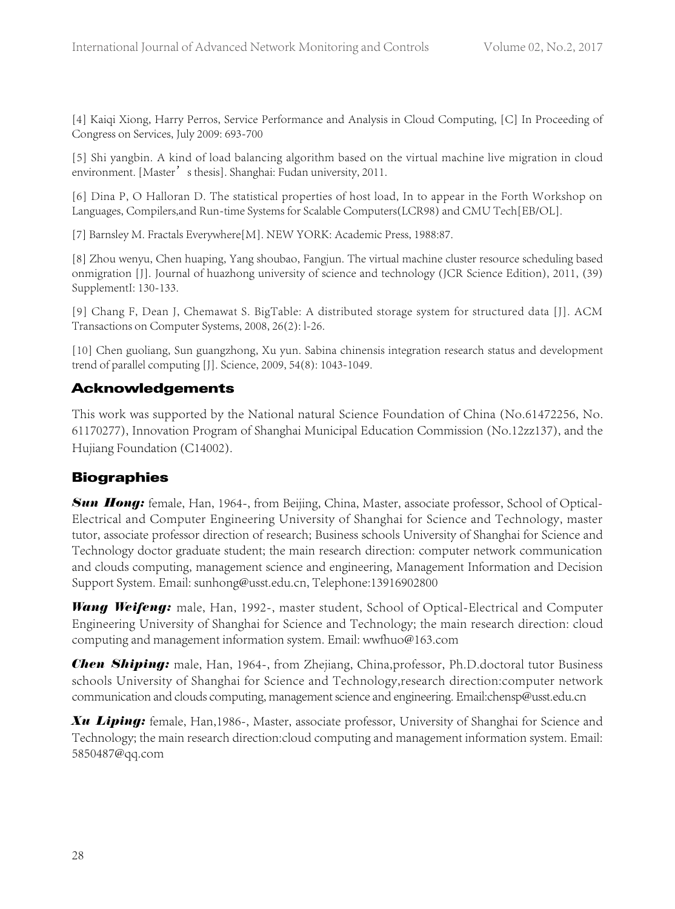[4] Kaiqi Xiong, Harry Perros, Service Performance and Analysis in Cloud Computing, [C] In Proceeding of Congress on Services, July 2009: 693-700

[5] Shi yangbin. A kind of load balancing algorithm based on the virtual machine live migration in cloud environment. [Master' s thesis]. Shanghai: Fudan university, 2011.

[6] Dina P, O Halloran D. The statistical properties of host load, In to appear in the Forth Workshop on Languages, Compilers,and Run-time Systems for Scalable Computers(LCR98) and CMU Tech[EB/OL].

[7] Barnsley M. Fractals Everywhere[M]. NEW YORK: Academic Press, 1988:87.

[8] Zhou wenyu, Chen huaping, Yang shoubao, Fangjun. The virtual machine cluster resource scheduling based onmigration [J]. Journal of huazhong university of science and technology (JCR Science Edition), 2011, (39) SupplementI: 130-133.

[9] Chang F, Dean J, Chemawat S. BigTable: A distributed storage system for structured data [J]. ACM Transactions on Computer Systems, 2008, 26(2): l-26.

[10] Chen guoliang, Sun guangzhong, Xu yun. Sabina chinensis integration research status and development trend of parallel computing [J]. Science, 2009, 54(8): 1043-1049.

## Acknowledgements

This work was supported by the National natural Science Foundation of China (No.61472256, No. 61170277), Innovation Program of Shanghai Municipal Education Commission (No.12zz137), and the Hujiang Foundation (C14002).

## Biographies

***Sun Hong:*** female, Han, 1964-, from Beijing, China, Master, associate professor, School of Optical-Electrical and Computer Engineering University of Shanghai for Science and Technology, master tutor, associate professor direction of research; Business schools University of Shanghai for Science and Technology doctor graduate student; the main research direction: computer network communication and clouds computing, management science and engineering, Management Information and Decision Support System. Email: sunhong@usst.edu.cn, Telephone:13916902800

***Wang Weifeng:*** male, Han, 1992-, master student, School of Optical-Electrical and Computer Engineering University of Shanghai for Science and Technology; the main research direction: cloud computing and management information system. Email: wwfhuo@163.com

***Chen Shiping:*** male, Han, 1964-, from Zhejiang, China,professor, Ph.D.doctoral tutor Business schools University of Shanghai for Science and Technology,research direction:computer network communication and clouds computing, management science and engineering. Email:chensp@usst.edu.cn

***Xu Liping:*** female, Han,1986-, Master, associate professor, University of Shanghai for Science and Technology; the main research direction:cloud computing and management information system. Email: 5850487@qq.com